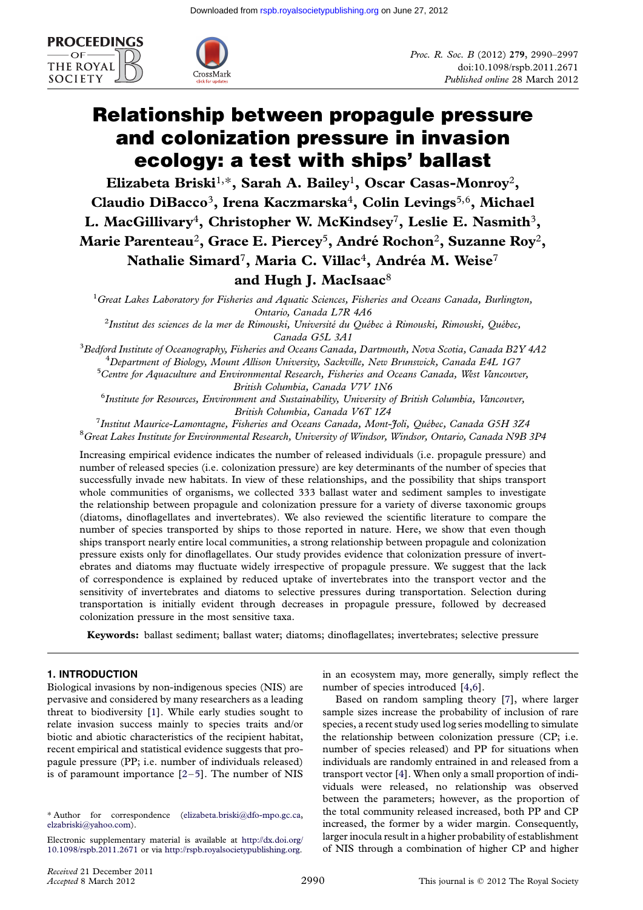# Relationship between propagule pressure and colonization pressure in invasion ecology: a test with ships' ballast

**Elizabeta Briski[1,*], Sarah A. Bailey[1], Oscar Casas-Monroy[2], Claudio DiBacco[3], Irena Kaczmarska[4], Colin Levings[5,6], Michael L. MacGillivary[4], Christopher W. McKindsey[7], Leslie E. Nasmith[3], Marie Parenteau[2], Grace E. Piercey[5], André Rochon[2], Suzanne Roy[2], Nathalie Simard[7], Maria C. Villac[4], Andréa M. Weise[7] and Hugh J. MacIsaac[8]**

[1]*Great Lakes Laboratory for Fisheries and Aquatic Sciences, Fisheries and Oceans Canada, Burlington, Ontario, Canada L7R 4A6*

[2]*Institut des sciences de la mer de Rimouski, Université du Québec à Rimouski, Rimouski, Québec, Canada G5L 3A1*

[3]*Bedford Institute of Oceanography, Fisheries and Oceans Canada, Dartmouth, Nova Scotia, Canada B2Y 4A2*

[4]*Department of Biology, Mount Allison University, Sackville, New Brunswick, Canada E4L 1G7*

[5]*Centre for Aquaculture and Environmental Research, Fisheries and Oceans Canada, West Vancouver, British Columbia, Canada V7V 1N6*

[6]*Institute for Resources, Environment and Sustainability, University of British Columbia, Vancouver, British Columbia, Canada V6T 1Z4*

[7]*Institut Maurice-Lamontagne, Fisheries and Oceans Canada, Mont-Joli, Québec, Canada G5H 3Z4*

[8]*Great Lakes Institute for Environmental Research, University of Windsor, Windsor, Ontario, Canada N9B 3P4*

Increasing empirical evidence indicates the number of released individuals (i.e. propagule pressure) and number of released species (i.e. colonization pressure) are key determinants of the number of species that successfully invade new habitats. In view of these relationships, and the possibility that ships transport whole communities of organisms, we collected 333 ballast water and sediment samples to investigate the relationship between propagule and colonization pressure for a variety of diverse taxonomic groups (diatoms, dinoflagellates and invertebrates). We also reviewed the scientific literature to compare the number of species transported by ships to those reported in nature. Here, we show that even though ships transport nearly entire local communities, a strong relationship between propagule and colonization pressure exists only for dinoflagellates. Our study provides evidence that colonization pressure of invertebrates and diatoms may fluctuate widely irrespective of propagule pressure. We suggest that the lack of correspondence is explained by reduced uptake of invertebrates into the transport vector and the sensitivity of invertebrates and diatoms to selective pressures during transportation. Selection during transportation is initially evident through decreases in propagule pressure, followed by decreased colonization pressure in the most sensitive taxa.

**Keywords:** ballast sediment; ballast water; diatoms; dinoflagellates; invertebrates; selective pressure

## 1. INTRODUCTION

Biological invasions by non-indigenous species (NIS) are pervasive and considered by many researchers as a leading threat to biodiversity [1]. While early studies sought to relate invasion success mainly to species traits and/or biotic and abiotic characteristics of the recipient habitat, recent empirical and statistical evidence suggests that propagule pressure (PP; i.e. number of individuals released) is of paramount importance [2–5]. The number of NIS in an ecosystem may, more generally, simply reflect the number of species introduced [4,6].

Based on random sampling theory [7], where larger sample sizes increase the probability of inclusion of rare species, a recent study used log series modelling to simulate the relationship between colonization pressure (CP; i.e. number of species released) and PP for situations when individuals are randomly entrained in and released from a transport vector [4]. When only a small proportion of individuals were released, no relationship was observed between the parameters; however, as the proportion of the total community released increased, both PP and CP increased, the former by a wider margin. Consequently, larger inocula result in a higher probability of establishment of NIS through a combination of higher CP and higher

\* Author for correspondence (elizabeta.briski@dfo-mpo.gc.ca, elzabriski@yahoo.com).

Electronic supplementary material is available at http://dx.doi.org/10.1098/rspb.2011.2671 or via http://rspb.royalsocietypublishing.org.

*Received* 21 December 2011
*Accepted* 8 March 2012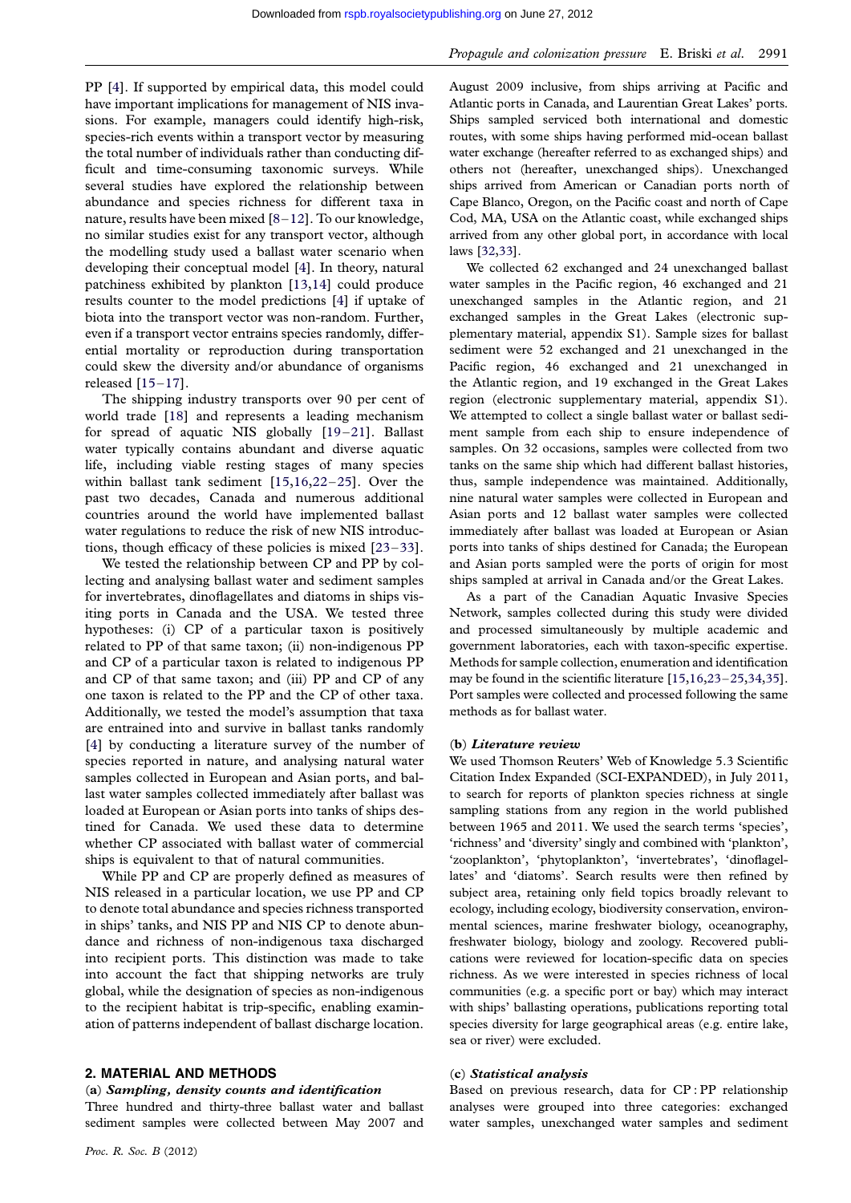PP [4]. If supported by empirical data, this model could have important implications for management of NIS invasions. For example, managers could identify high-risk, species-rich events within a transport vector by measuring the total number of individuals rather than conducting difficult and time-consuming taxonomic surveys. While several studies have explored the relationship between abundance and species richness for different taxa in nature, results have been mixed [8–12]. To our knowledge, no similar studies exist for any transport vector, although the modelling study used a ballast water scenario when developing their conceptual model [4]. In theory, natural patchiness exhibited by plankton [13,14] could produce results counter to the model predictions [4] if uptake of biota into the transport vector was non-random. Further, even if a transport vector entrains species randomly, differential mortality or reproduction during transportation could skew the diversity and/or abundance of organisms released [15–17].

The shipping industry transports over 90 per cent of world trade [18] and represents a leading mechanism for spread of aquatic NIS globally [19–21]. Ballast water typically contains abundant and diverse aquatic life, including viable resting stages of many species within ballast tank sediment [15,16,22–25]. Over the past two decades, Canada and numerous additional countries around the world have implemented ballast water regulations to reduce the risk of new NIS introductions, though efficacy of these policies is mixed [23–33].

We tested the relationship between CP and PP by collecting and analysing ballast water and sediment samples for invertebrates, dinoflagellates and diatoms in ships visiting ports in Canada and the USA. We tested three hypotheses: (i) CP of a particular taxon is positively related to PP of that same taxon; (ii) non-indigenous PP and CP of a particular taxon is related to indigenous PP and CP of that same taxon; and (iii) PP and CP of any one taxon is related to the PP and the CP of other taxa. Additionally, we tested the model's assumption that taxa are entrained into and survive in ballast tanks randomly [4] by conducting a literature survey of the number of species reported in nature, and analysing natural water samples collected in European and Asian ports, and ballast water samples collected immediately after ballast was loaded at European or Asian ports into tanks of ships destined for Canada. We used these data to determine whether CP associated with ballast water of commercial ships is equivalent to that of natural communities.

While PP and CP are properly defined as measures of NIS released in a particular location, we use PP and CP to denote total abundance and species richness transported in ships' tanks, and NIS PP and NIS CP to denote abundance and richness of non-indigenous taxa discharged into recipient ports. This distinction was made to take into account the fact that shipping networks are truly global, while the designation of species as non-indigenous to the recipient habitat is trip-specific, enabling examination of patterns independent of ballast discharge location.

## 2. MATERIAL AND METHODS

### (a) *Sampling, density counts and identification*

Three hundred and thirty-three ballast water and ballast sediment samples were collected between May 2007 and August 2009 inclusive, from ships arriving at Pacific and Atlantic ports in Canada, and Laurentian Great Lakes' ports. Ships sampled serviced both international and domestic routes, with some ships having performed mid-ocean ballast water exchange (hereafter referred to as exchanged ships) and others not (hereafter, unexchanged ships). Unexchanged ships arrived from American or Canadian ports north of Cape Blanco, Oregon, on the Pacific coast and north of Cape Cod, MA, USA on the Atlantic coast, while exchanged ships arrived from any other global port, in accordance with local laws [32,33].

We collected 62 exchanged and 24 unexchanged ballast water samples in the Pacific region, 46 exchanged and 21 unexchanged samples in the Atlantic region, and 21 exchanged samples in the Great Lakes (electronic supplementary material, appendix S1). Sample sizes for ballast sediment were 52 exchanged and 21 unexchanged in the Pacific region, 46 exchanged and 21 unexchanged in the Atlantic region, and 19 exchanged in the Great Lakes region (electronic supplementary material, appendix S1). We attempted to collect a single ballast water or ballast sediment sample from each ship to ensure independence of samples. On 32 occasions, samples were collected from two tanks on the same ship which had different ballast histories, thus, sample independence was maintained. Additionally, nine natural water samples were collected in European and Asian ports and 12 ballast water samples were collected immediately after ballast was loaded at European or Asian ports into tanks of ships destined for Canada; the European and Asian ports sampled were the ports of origin for most ships sampled at arrival in Canada and/or the Great Lakes.

As a part of the Canadian Aquatic Invasive Species Network, samples collected during this study were divided and processed simultaneously by multiple academic and government laboratories, each with taxon-specific expertise. Methods for sample collection, enumeration and identification may be found in the scientific literature [15,16,23–25,34,35]. Port samples were collected and processed following the same methods as for ballast water.

### (b) *Literature review*

We used Thomson Reuters' Web of Knowledge 5.3 Scientific Citation Index Expanded (SCI-EXPANDED), in July 2011, to search for reports of plankton species richness at single sampling stations from any region in the world published between 1965 and 2011. We used the search terms 'species', 'richness' and 'diversity' singly and combined with 'plankton', 'zooplankton', 'phytoplankton', 'invertebrates', 'dinoflagellates' and 'diatoms'. Search results were then refined by subject area, retaining only field topics broadly relevant to ecology, including ecology, biodiversity conservation, environmental sciences, marine freshwater biology, oceanography, freshwater biology, biology and zoology. Recovered publications were reviewed for location-specific data on species richness. As we were interested in species richness of local communities (e.g. a specific port or bay) which may interact with ships' ballasting operations, publications reporting total species diversity for large geographical areas (e.g. entire lake, sea or river) were excluded.

### (c) *Statistical analysis*

Based on previous research, data for CP : PP relationship analyses were grouped into three categories: exchanged water samples, unexchanged water samples and sediment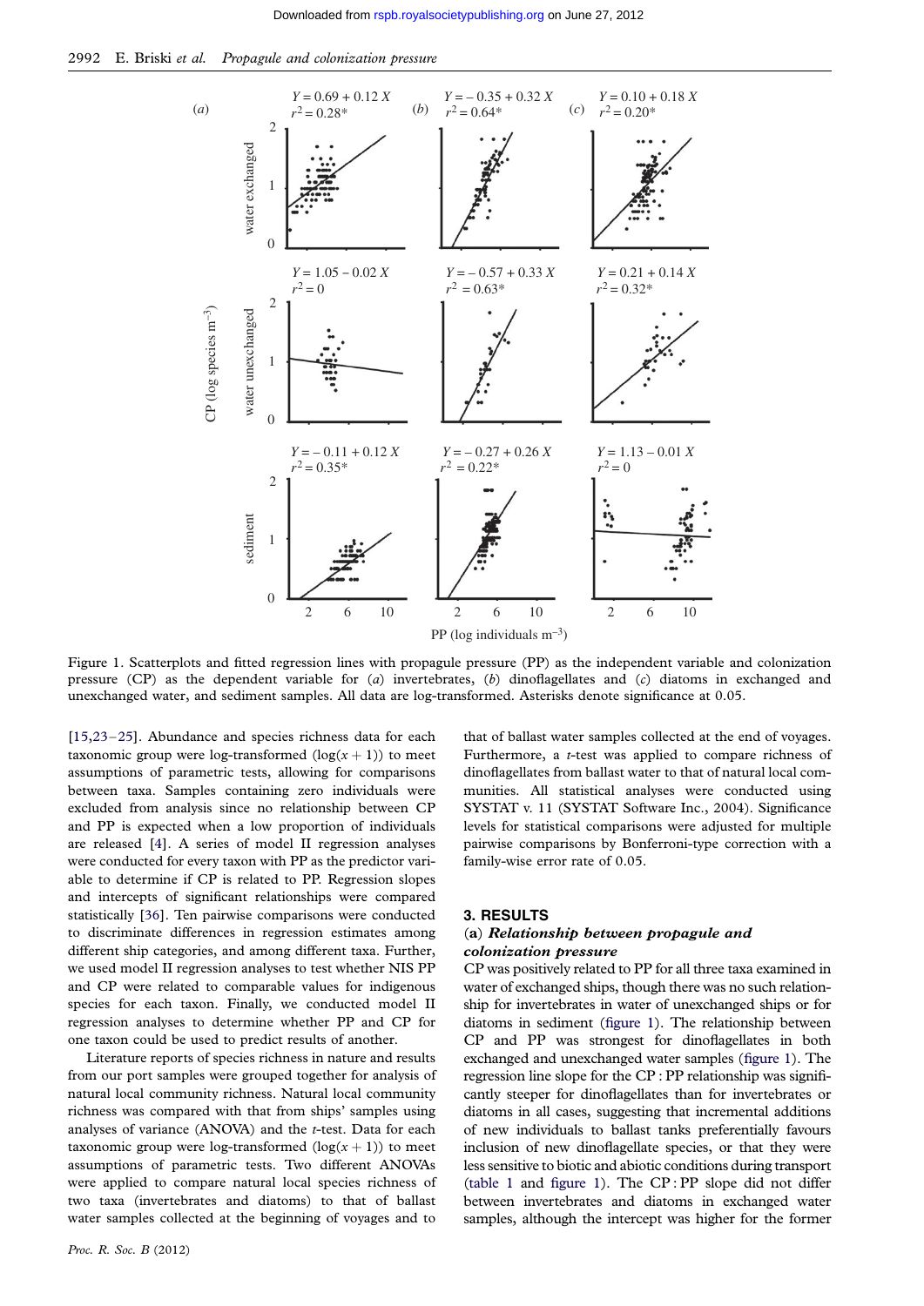Figure 1. Scatterplots and fitted regression lines with propagule pressure (PP) as the independent variable and colonization pressure (CP) as the dependent variable for (*a*) invertebrates, (*b*) dinoflagellates and (*c*) diatoms in exchanged and unexchanged water, and sediment samples. All data are log-transformed. Asterisks denote significance at 0.05.

[15,23–25]. Abundance and species richness data for each taxonomic group were log-transformed ($\log(x + 1)$) to meet assumptions of parametric tests, allowing for comparisons between taxa. Samples containing zero individuals were excluded from analysis since no relationship between CP and PP is expected when a low proportion of individuals are released [4]. A series of model II regression analyses were conducted for every taxon with PP as the predictor variable to determine if CP is related to PP. Regression slopes and intercepts of significant relationships were compared statistically [36]. Ten pairwise comparisons were conducted to discriminate differences in regression estimates among different ship categories, and among different taxa. Further, we used model II regression analyses to test whether NIS PP and CP were related to comparable values for indigenous species for each taxon. Finally, we conducted model II regression analyses to determine whether PP and CP for one taxon could be used to predict results of another.

Literature reports of species richness in nature and results from our port samples were grouped together for analysis of natural local community richness. Natural local community richness was compared with that from ships' samples using analyses of variance (ANOVA) and the *t*-test. Data for each taxonomic group were log-transformed ($\log(x + 1)$) to meet assumptions of parametric tests. Two different ANOVAs were applied to compare natural local species richness of two taxa (invertebrates and diatoms) to that of ballast water samples collected at the beginning of voyages and to that of ballast water samples collected at the end of voyages. Furthermore, a *t*-test was applied to compare richness of dinoflagellates from ballast water to that of natural local communities. All statistical analyses were conducted using SYSTAT v. 11 (SYSTAT Software Inc., 2004). Significance levels for statistical comparisons were adjusted for multiple pairwise comparisons by Bonferroni-type correction with a family-wise error rate of 0.05.

## 3. RESULTS

### (a) *Relationship between propagule and colonization pressure*

CP was positively related to PP for all three taxa examined in water of exchanged ships, though there was no such relationship for invertebrates in water of unexchanged ships or for diatoms in sediment (figure 1). The relationship between CP and PP was strongest for dinoflagellates in both exchanged and unexchanged water samples (figure 1). The regression line slope for the CP : PP relationship was significantly steeper for dinoflagellates than for invertebrates or diatoms in all cases, suggesting that incremental additions of new individuals to ballast tanks preferentially favours inclusion of new dinoflagellate species, or that they were less sensitive to biotic and abiotic conditions during transport (table 1 and figure 1). The CP : PP slope did not differ between invertebrates and diatoms in exchanged water samples, although the intercept was higher for the former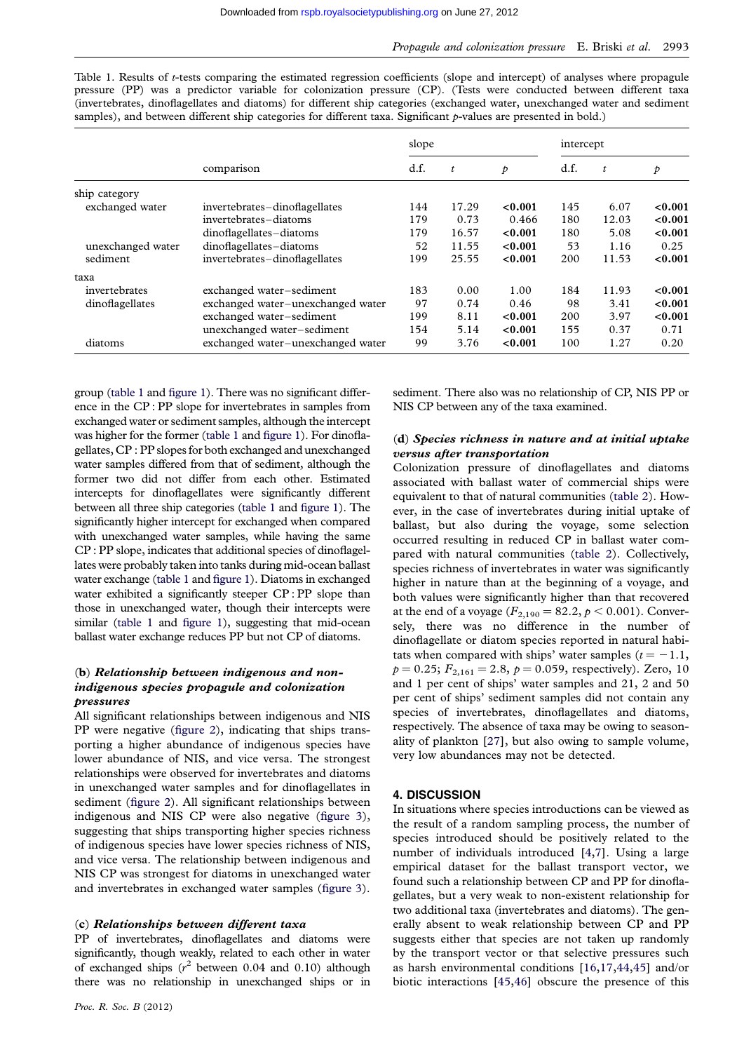Table 1. Results of *t*-tests comparing the estimated regression coefficients (slope and intercept) of analyses where propagule pressure (PP) was a predictor variable for colonization pressure (CP). (Tests were conducted between different taxa (invertebrates, dinoflagellates and diatoms) for different ship categories (exchanged water, unexchanged water and sediment samples), and between different ship categories for different taxa. Significant *p*-values are presented in bold.)

| | comparison | slope | | | intercept | | |
|---|---|---|---|---|---|---|---|
| | | d.f. | *t* | *p* | d.f. | *t* | *p* |
| ship category | | | | | | | |
| exchanged water | invertebrates–dinoflagellates | 144 | 17.29 | **<0.001** | 145 | 6.07 | **<0.001** |
| | invertebrates–diatoms | 179 | 0.73 | 0.466 | 180 | 12.03 | **<0.001** |
| | dinoflagellates–diatoms | 179 | 16.57 | **<0.001** | 180 | 5.08 | **<0.001** |
| unexchanged water | dinoflagellates–diatoms | 52 | 11.55 | **<0.001** | 53 | 1.16 | 0.25 |
| sediment | invertebrates–dinoflagellates | 199 | 25.55 | **<0.001** | 200 | 11.53 | **<0.001** |
| taxa | | | | | | | |
| invertebrates | exchanged water–sediment | 183 | 0.00 | 1.00 | 184 | 11.93 | **<0.001** |
| dinoflagellates | exchanged water–unexchanged water | 97 | 0.74 | 0.46 | 98 | 3.41 | **<0.001** |
| | exchanged water–sediment | 199 | 8.11 | **<0.001** | 200 | 3.97 | **<0.001** |
| | unexchanged water–sediment | 154 | 5.14 | **<0.001** | 155 | 0.37 | 0.71 |
| diatoms | exchanged water–unexchanged water | 99 | 3.76 | **<0.001** | 100 | 1.27 | 0.20 |

group (table 1 and figure 1). There was no significant difference in the CP : PP slope for invertebrates in samples from exchanged water or sediment samples, although the intercept was higher for the former (table 1 and figure 1). For dinoflagellates, CP : PP slopes for both exchanged and unexchanged water samples differed from that of sediment, although the former two did not differ from each other. Estimated intercepts for dinoflagellates were significantly different between all three ship categories (table 1 and figure 1). The significantly higher intercept for exchanged when compared with unexchanged water samples, while having the same CP : PP slope, indicates that additional species of dinoflagellates were probably taken into tanks during mid-ocean ballast water exchange (table 1 and figure 1). Diatoms in exchanged water exhibited a significantly steeper CP : PP slope than those in unexchanged water, though their intercepts were similar (table 1 and figure 1), suggesting that mid-ocean ballast water exchange reduces PP but not CP of diatoms.

### (b) *Relationship between indigenous and non-indigenous species propagule and colonization pressures*

All significant relationships between indigenous and NIS PP were negative (figure 2), indicating that ships transporting a higher abundance of indigenous species have lower abundance of NIS, and vice versa. The strongest relationships were observed for invertebrates and diatoms in unexchanged water samples and for dinoflagellates in sediment (figure 2). All significant relationships between indigenous and NIS CP were also negative (figure 3), suggesting that ships transporting higher species richness of indigenous species have lower species richness of NIS, and vice versa. The relationship between indigenous and NIS CP was strongest for diatoms in unexchanged water and invertebrates in exchanged water samples (figure 3).

### (c) *Relationships between different taxa*

PP of invertebrates, dinoflagellates and diatoms were significantly, though weakly, related to each other in water of exchanged ships ($r^2$ between 0.04 and 0.10) although there was no relationship in unexchanged ships or in sediment. There also was no relationship of CP, NIS PP or NIS CP between any of the taxa examined.

### (d) *Species richness in nature and at initial uptake versus after transportation*

Colonization pressure of dinoflagellates and diatoms associated with ballast water of commercial ships were equivalent to that of natural communities (table 2). However, in the case of invertebrates during initial uptake of ballast, but also during the voyage, some selection occurred resulting in reduced CP in ballast water compared with natural communities (table 2). Collectively, species richness of invertebrates in water was significantly higher in nature than at the beginning of a voyage, and both values were significantly higher than that recovered at the end of a voyage ($F_{2,190} = 82.2$, $p < 0.001$). Conversely, there was no difference in the number of dinoflagellate or diatom species reported in natural habitats when compared with ships' water samples ($t = -1.1$, $p = 0.25$; $F_{2,161} = 2.8$, $p = 0.059$, respectively). Zero, 10 and 1 per cent of ships' water samples and 21, 2 and 50 per cent of ships' sediment samples did not contain any species of invertebrates, dinoflagellates and diatoms, respectively. The absence of taxa may be owing to seasonality of plankton [27], but also owing to sample volume, very low abundances may not be detected.

## 4. DISCUSSION

In situations where species introductions can be viewed as the result of a random sampling process, the number of species introduced should be positively related to the number of individuals introduced [4,7]. Using a large empirical dataset for the ballast transport vector, we found such a relationship between CP and PP for dinoflagellates, but a very weak to non-existent relationship for two additional taxa (invertebrates and diatoms). The generally absent to weak relationship between CP and PP suggests either that species are not taken up randomly by the transport vector or that selective pressures such as harsh environmental conditions [16,17,44,45] and/or biotic interactions [45,46] obscure the presence of this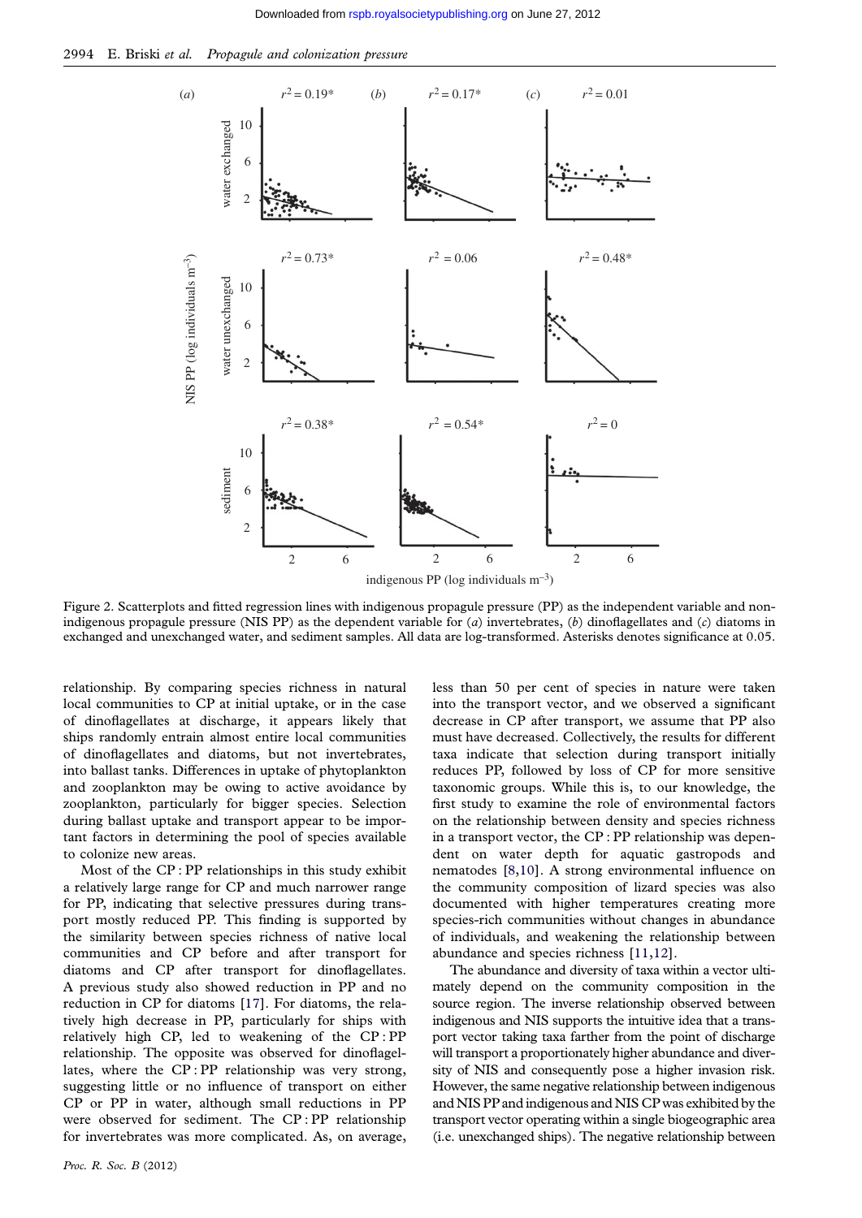(a) $r^2 = 0.19$* (b) $r^2 = 0.17$* (c) $r^2 = 0.01$

water exchanged

10
6
2

$r^2 = 0.73$* $r^2 = 0.06$ $r^2 = 0.48$*

water unexchanged

NIS PP (log individuals m$^{-3}$)

10
6
2

$r^2 = 0.38$* $r^2 = 0.54$* $r^2 = 0$

sediment

10
6
2

2 6 2 6 2 6

indigenous PP (log individuals m$^{-3}$)

Figure 2. Scatterplots and fitted regression lines with indigenous propagule pressure (PP) as the independent variable and non-indigenous propagule pressure (NIS PP) as the dependent variable for (*a*) invertebrates, (*b*) dinoflagellates and (*c*) diatoms in exchanged and unexchanged water, and sediment samples. All data are log-transformed. Asterisks denotes significance at 0.05.

relationship. By comparing species richness in natural local communities to CP at initial uptake, or in the case of dinoflagellates at discharge, it appears likely that ships randomly entrain almost entire local communities of dinoflagellates and diatoms, but not invertebrates, into ballast tanks. Differences in uptake of phytoplankton and zooplankton may be owing to active avoidance by zooplankton, particularly for bigger species. Selection during ballast uptake and transport appear to be important factors in determining the pool of species available to colonize new areas.

Most of the CP : PP relationships in this study exhibit a relatively large range for CP and much narrower range for PP, indicating that selective pressures during transport mostly reduced PP. This finding is supported by the similarity between species richness of native local communities and CP before and after transport for diatoms and CP after transport for dinoflagellates. A previous study also showed reduction in PP and no reduction in CP for diatoms [17]. For diatoms, the relatively high decrease in PP, particularly for ships with relatively high CP, led to weakening of the CP : PP relationship. The opposite was observed for dinoflagellates, where the CP : PP relationship was very strong, suggesting little or no influence of transport on either CP or PP in water, although small reductions in PP were observed for sediment. The CP : PP relationship for invertebrates was more complicated. As, on average, less than 50 per cent of species in nature were taken into the transport vector, and we observed a significant decrease in CP after transport, we assume that PP also must have decreased. Collectively, the results for different taxa indicate that selection during transport initially reduces PP, followed by loss of CP for more sensitive taxonomic groups. While this is, to our knowledge, the first study to examine the role of environmental factors on the relationship between density and species richness in a transport vector, the CP : PP relationship was dependent on water depth for aquatic gastropods and nematodes [8,10]. A strong environmental influence on the community composition of lizard species was also documented with higher temperatures creating more species-rich communities without changes in abundance of individuals, and weakening the relationship between abundance and species richness [11,12].

The abundance and diversity of taxa within a vector ultimately depend on the community composition in the source region. The inverse relationship observed between indigenous and NIS supports the intuitive idea that a transport vector taking taxa farther from the point of discharge will transport a proportionately higher abundance and diversity of NIS and consequently pose a higher invasion risk. However, the same negative relationship between indigenous and NIS PP and indigenous and NIS CP was exhibited by the transport vector operating within a single biogeographic area (i.e. unexchanged ships). The negative relationship between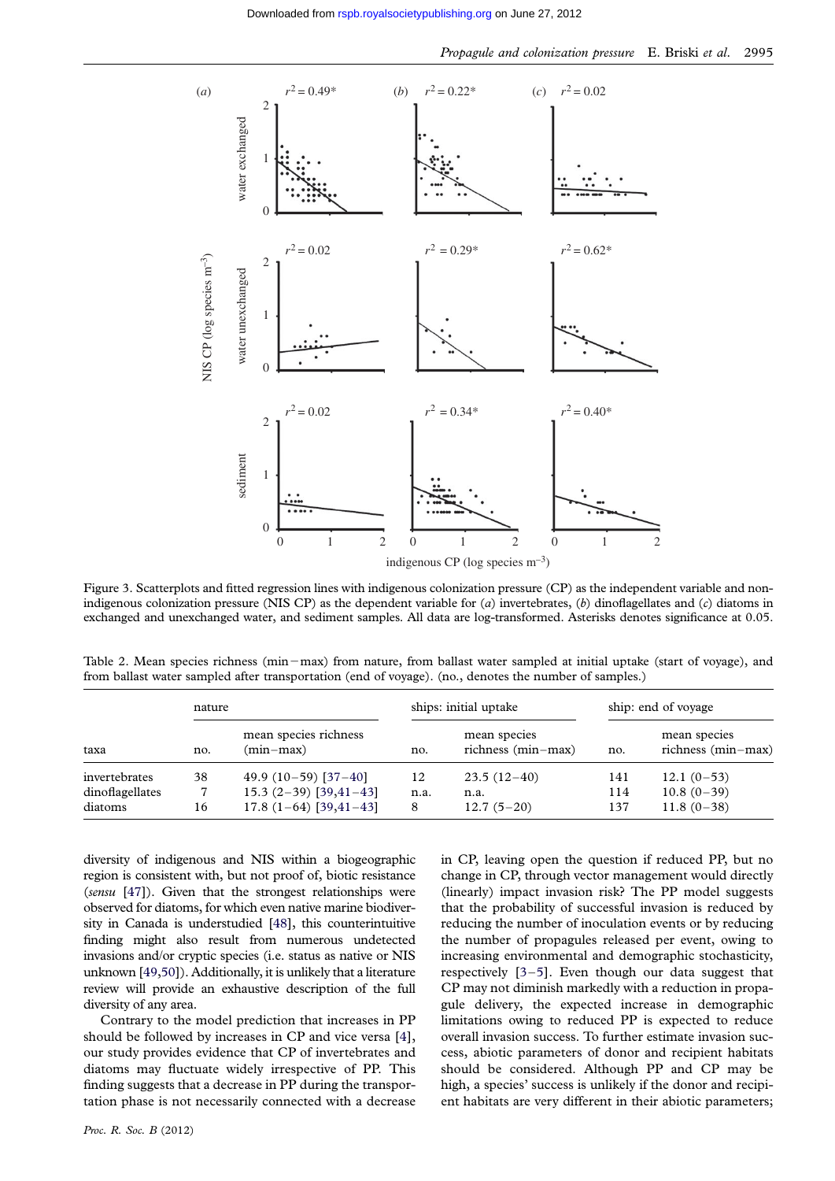Figure 3. Scatterplots and fitted regression lines with indigenous colonization pressure (CP) as the independent variable and non-indigenous colonization pressure (NIS CP) as the dependent variable for (*a*) invertebrates, (*b*) dinoflagellates and (*c*) diatoms in exchanged and unexchanged water, and sediment samples. All data are log-transformed. Asterisks denotes significance at 0.05.

Table 2. Mean species richness (min−max) from nature, from ballast water sampled at initial uptake (start of voyage), and from ballast water sampled after transportation (end of voyage). (no., denotes the number of samples.)

| | nature | | ships: initial uptake | | ship: end of voyage | |
|---|---|---|---|---|---|---|
| taxa | no. | mean species richness (min−max) | no. | mean species richness (min−max) | no. | mean species richness (min−max) |
| invertebrates | 38 | 49.9 (10−59) [37–40] | 12 | 23.5 (12−40) | 141 | 12.1 (0−53) |
| dinoflagellates | 7 | 15.3 (2−39) [39,41–43] | n.a. | n.a. | 114 | 10.8 (0−39) |
| diatoms | 16 | 17.8 (1−64) [39,41–43] | 8 | 12.7 (5−20) | 137 | 11.8 (0−38) |

diversity of indigenous and NIS within a biogeographic region is consistent with, but not proof of, biotic resistance (*sensu* [47]). Given that the strongest relationships were observed for diatoms, for which even native marine biodiversity in Canada is understudied [48], this counterintuitive finding might also result from numerous undetected invasions and/or cryptic species (i.e. status as native or NIS unknown [49,50]). Additionally, it is unlikely that a literature review will provide an exhaustive description of the full diversity of any area.

Contrary to the model prediction that increases in PP should be followed by increases in CP and vice versa [4], our study provides evidence that CP of invertebrates and diatoms may fluctuate widely irrespective of PP. This finding suggests that a decrease in PP during the transportation phase is not necessarily connected with a decrease in CP, leaving open the question if reduced PP, but no change in CP, through vector management would directly (linearly) impact invasion risk? The PP model suggests that the probability of successful invasion is reduced by reducing the number of inoculation events or by reducing the number of propagules released per event, owing to increasing environmental and demographic stochasticity, respectively [3–5]. Even though our data suggest that CP may not diminish markedly with a reduction in propagule delivery, the expected increase in demographic limitations owing to reduced PP is expected to reduce overall invasion success. To further estimate invasion success, abiotic parameters of donor and recipient habitats should be considered. Although PP and CP may be high, a species' success is unlikely if the donor and recipient habitats are very different in their abiotic parameters;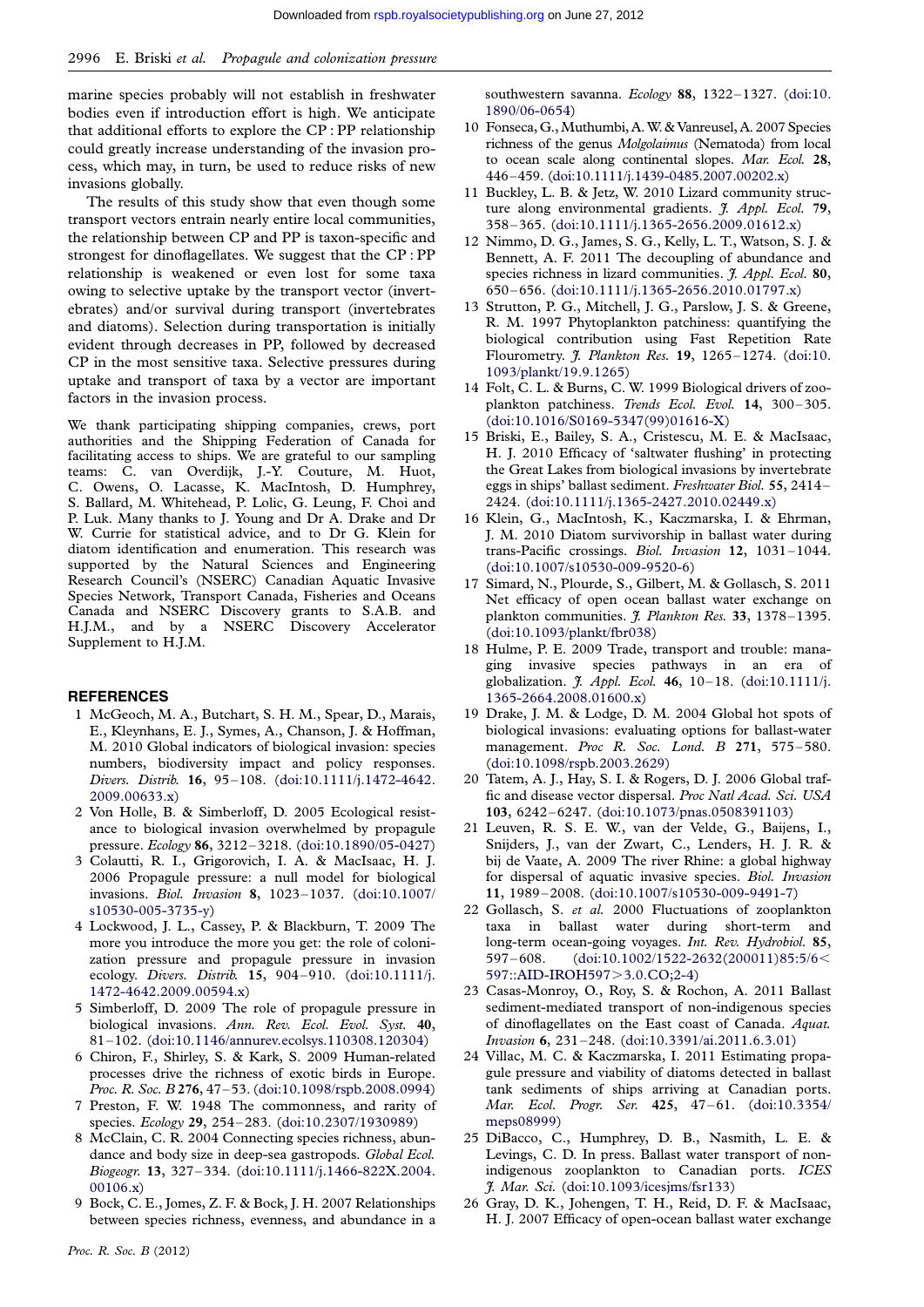marine species probably will not establish in freshwater bodies even if introduction effort is high. We anticipate that additional efforts to explore the CP : PP relationship could greatly increase understanding of the invasion process, which may, in turn, be used to reduce risks of new invasions globally.

The results of this study show that even though some transport vectors entrain nearly entire local communities, the relationship between CP and PP is taxon-specific and strongest for dinoflagellates. We suggest that the CP : PP relationship is weakened or even lost for some taxa owing to selective uptake by the transport vector (invertebrates) and/or survival during transport (invertebrates and diatoms). Selection during transportation is initially evident through decreases in PP, followed by decreased CP in the most sensitive taxa. Selective pressures during uptake and transport of taxa by a vector are important factors in the invasion process.

We thank participating shipping companies, crews, port authorities and the Shipping Federation of Canada for facilitating access to ships. We are grateful to our sampling teams: C. van Overdijk, J.-Y. Couture, M. Huot, C. Owens, O. Lacasse, K. MacIntosh, D. Humphrey, S. Ballard, M. Whitehead, P. Lolic, G. Leung, F. Choi and P. Luk. Many thanks to J. Young and Dr A. Drake and Dr W. Currie for statistical advice, and to Dr G. Klein for diatom identification and enumeration. This research was supported by the Natural Sciences and Engineering Research Council's (NSERC) Canadian Aquatic Invasive Species Network, Transport Canada, Fisheries and Oceans Canada and NSERC Discovery grants to S.A.B. and H.J.M., and by a NSERC Discovery Accelerator Supplement to H.J.M.

## REFERENCES

1. McGeoch, M. A., Butchart, S. H. M., Spear, D., Marais, E., Kleynhans, E. J., Symes, A., Chanson, J. & Hoffman, M. 2010 Global indicators of biological invasion: species numbers, biodiversity impact and policy responses. *Divers. Distrib.* **16**, 95–108. (doi:10.1111/j.1472-4642.2009.00633.x)
2. Von Holle, B. & Simberloff, D. 2005 Ecological resistance to biological invasion overwhelmed by propagule pressure. *Ecology* **86**, 3212–3218. (doi:10.1890/05-0427)
3. Colautti, R. I., Grigorovich, I. A. & MacIsaac, H. J. 2006 Propagule pressure: a null model for biological invasions. *Biol. Invasion* **8**, 1023–1037. (doi:10.1007/s10530-005-3735-y)
4. Lockwood, J. L., Cassey, P. & Blackburn, T. 2009 The more you introduce the more you get: the role of colonization pressure and propagule pressure in invasion ecology. *Divers. Distrib.* **15**, 904–910. (doi:10.1111/j.1472-4642.2009.00594.x)
5. Simberloff, D. 2009 The role of propagule pressure in biological invasions. *Ann. Rev. Ecol. Evol. Syst.* **40**, 81–102. (doi:10.1146/annurev.ecolsys.110308.120304)
6. Chiron, F., Shirley, S. & Kark, S. 2009 Human-related processes drive the richness of exotic birds in Europe. *Proc. R. Soc. B* **276**, 47–53. (doi:10.1098/rspb.2008.0994)
7. Preston, F. W. 1948 The commonness, and rarity of species. *Ecology* **29**, 254–283. (doi:10.2307/1930989)
8. McClain, C. R. 2004 Connecting species richness, abundance and body size in deep-sea gastropods. *Global Ecol. Biogeogr.* **13**, 327–334. (doi:10.1111/j.1466-822X.2004.00106.x)
9. Bock, C. E., Jomes, Z. F. & Bock, J. H. 2007 Relationships between species richness, evenness, and abundance in a southwestern savanna. *Ecology* **88**, 1322–1327. (doi:10.1890/06-0654)
10. Fonseca, G., Muthumbi, A. W. & Vanreusel, A. 2007 Species richness of the genus *Molgolaimus* (Nematoda) from local to ocean scale along continental slopes. *Mar. Ecol.* **28**, 446–459. (doi:10.1111/j.1439-0485.2007.00202.x)
11. Buckley, L. B. & Jetz, W. 2010 Lizard community structure along environmental gradients. *J. Appl. Ecol.* **79**, 358–365. (doi:10.1111/j.1365-2656.2009.01612.x)
12. Nimmo, D. G., James, S. G., Kelly, L. T., Watson, S. J. & Bennett, A. F. 2011 The decoupling of abundance and species richness in lizard communities. *J. Appl. Ecol.* **80**, 650–656. (doi:10.1111/j.1365-2656.2010.01797.x)
13. Strutton, P. G., Mitchell, J. G., Parslow, J. S. & Greene, R. M. 1997 Phytoplankton patchiness: quantifying the biological contribution using Fast Repetition Rate Flourometry. *J. Plankton Res.* **19**, 1265–1274. (doi:10.1093/plankt/19.9.1265)
14. Folt, C. L. & Burns, C. W. 1999 Biological drivers of zooplankton patchiness. *Trends Ecol. Evol.* **14**, 300–305. (doi:10.1016/S0169-5347(99)01616-X)
15. Briski, E., Bailey, S. A., Cristescu, M. E. & MacIsaac, H. J. 2010 Efficacy of 'saltwater flushing' in protecting the Great Lakes from biological invasions by invertebrate eggs in ships' ballast sediment. *Freshwater Biol.* **55**, 2414–2424. (doi:10.1111/j.1365-2427.2010.02449.x)
16. Klein, G., MacIntosh, K., Kaczmarska, I. & Ehrman, J. M. 2010 Diatom survivorship in ballast water during trans-Pacific crossings. *Biol. Invasion* **12**, 1031–1044. (doi:10.1007/s10530-009-9520-6)
17. Simard, N., Plourde, S., Gilbert, M. & Gollasch, S. 2011 Net efficacy of open ocean ballast water exchange on plankton communities. *J. Plankton Res.* **33**, 1378–1395. (doi:10.1093/plankt/fbr038)
18. Hulme, P. E. 2009 Trade, transport and trouble: managing invasive species pathways in an era of globalization. *J. Appl. Ecol.* **46**, 10–18. (doi:10.1111/j.1365-2664.2008.01600.x)
19. Drake, J. M. & Lodge, D. M. 2004 Global hot spots of biological invasions: evaluating options for ballast-water management. *Proc R. Soc. Lond. B* **271**, 575–580. (doi:10.1098/rspb.2003.2629)
20. Tatem, A. J., Hay, S. I. & Rogers, D. J. 2006 Global traffic and disease vector dispersal. *Proc Natl Acad. Sci. USA* **103**, 6242–6247. (doi:10.1073/pnas.0508391103)
21. Leuven, R. S. E. W., van der Velde, G., Baijens, I., Snijders, J., van der Zwart, C., Lenders, H. J. R. & bij de Vaate, A. 2009 The river Rhine: a global highway for dispersal of aquatic invasive species. *Biol. Invasion* **11**, 1989–2008. (doi:10.1007/s10530-009-9491-7)
22. Gollasch, S. *et al.* 2000 Fluctuations of zooplankton taxa in ballast water during short-term and long-term ocean-going voyages. *Int. Rev. Hydrobiol.* **85**, 597–608. (doi:10.1002/1522-2632(200011)85:5/6<597::AID-IROH597>3.0.CO;2-4)
23. Casas-Monroy, O., Roy, S. & Rochon, A. 2011 Ballast sediment-mediated transport of non-indigenous species of dinoflagellates on the East coast of Canada. *Aquat. Invasion* **6**, 231–248. (doi:10.3391/ai.2011.6.3.01)
24. Villac, M. C. & Kaczmarska, I. 2011 Estimating propagule pressure and viability of diatoms detected in ballast tank sediments of ships arriving at Canadian ports. *Mar. Ecol. Progr. Ser.* **425**, 47–61. (doi:10.3354/meps08999)
25. DiBacco, C., Humphrey, D. B., Nasmith, L. E. & Levings, C. D. In press. Ballast water transport of non-indigenous zooplankton to Canadian ports. *ICES J. Mar. Sci.* (doi:10.1093/icesjms/fsr133)
26. Gray, D. K., Johengen, T. H., Reid, D. F. & MacIsaac, H. J. 2007 Efficacy of open-ocean ballast water exchange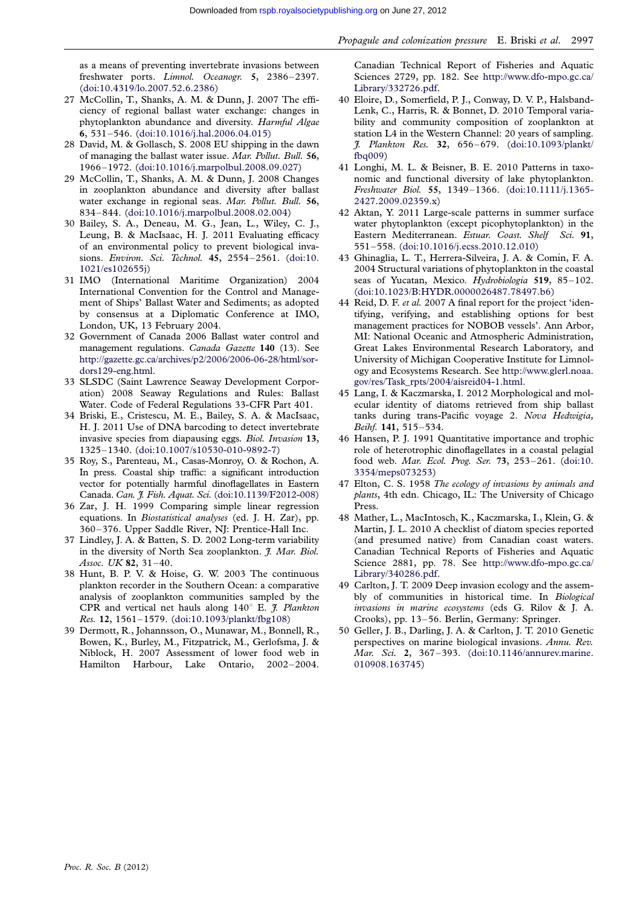as a means of preventing invertebrate invasions between freshwater ports. *Limnol. Oceanogr.* **5**, 2386–2397. (doi:10.4319/lo.2007.52.6.2386)

27 McCollin, T., Shanks, A. M. & Dunn, J. 2007 The efficiency of regional ballast water exchange: changes in phytoplankton abundance and diversity. *Harmful Algae* **6**, 531–546. (doi:10.1016/j.hal.2006.04.015)

28 David, M. & Gollasch, S. 2008 EU shipping in the dawn of managing the ballast water issue. *Mar. Pollut. Bull.* **56**, 1966–1972. (doi:10.1016/j.marpolbul.2008.09.027)

29 McCollin, T., Shanks, A. M. & Dunn, J. 2008 Changes in zooplankton abundance and diversity after ballast water exchange in regional seas. *Mar. Pollut. Bull.* **56**, 834–844. (doi:10.1016/j.marpolbul.2008.02.004)

30 Bailey, S. A., Deneau, M. G., Jean, L., Wiley, C. J., Leung, B. & MacIsaac, H. J. 2011 Evaluating efficacy of an environmental policy to prevent biological invasions. *Environ. Sci. Technol.* **45**, 2554–2561. (doi:10.1021/es102655j)

31 IMO (International Maritime Organization) 2004 International Convention for the Control and Management of Ships' Ballast Water and Sediments; as adopted by consensus at a Diplomatic Conference at IMO, London, UK, 13 February 2004.

32 Government of Canada 2006 Ballast water control and management regulations. *Canada Gazette* **140** (13). See http://gazette.gc.ca/archives/p2/2006/2006-06-28/html/sor-dors129-eng.html.

33 SLSDC (Saint Lawrence Seaway Development Corporation) 2008 Seaway Regulations and Rules: Ballast Water. Code of Federal Regulations 33-CFR Part 401.

34 Briski, E., Cristescu, M. E., Bailey, S. A. & MacIsaac, H. J. 2011 Use of DNA barcoding to detect invertebrate invasive species from diapausing eggs. *Biol. Invasion* **13**, 1325–1340. (doi:10.1007/s10530-010-9892-7)

35 Roy, S., Parenteau, M., Casas-Monroy, O. & Rochon, A. In press. Coastal ship traffic: a significant introduction vector for potentially harmful dinoflagellates in Eastern Canada. *Can. J. Fish. Aquat. Sci.* (doi:10.1139/F2012-008)

36 Zar, J. H. 1999 Comparing simple linear regression equations. In *Biostatistical analyses* (ed. J. H. Zar), pp. 360–376. Upper Saddle River, NJ: Prentice-Hall Inc.

37 Lindley, J. A. & Batten, S. D. 2002 Long-term variability in the diversity of North Sea zooplankton. *J. Mar. Biol. Assoc. UK* **82**, 31–40.

38 Hunt, B. P. V. & Hoise, G. W. 2003 The continuous plankton recorder in the Southern Ocean: a comparative analysis of zooplankton communities sampled by the CPR and vertical net hauls along 140° E. *J. Plankton Res.* **12**, 1561–1579. (doi:10.1093/plankt/fbg108)

39 Dermott, R., Johannsson, O., Munawar, M., Bonnell, R., Bowen, K., Burley, M., Fitzpatrick, M., Gerlofsma, J. & Niblock, H. 2007 Assessment of lower food web in Hamilton Harbour, Lake Ontario, 2002–2004. Canadian Technical Report of Fisheries and Aquatic Sciences 2729, pp. 182. See http://www.dfo-mpo.gc.ca/Library/332726.pdf.

40 Eloire, D., Somerfield, P. J., Conway, D. V. P., Halsband-Lenk, C., Harris, R. & Bonnet, D. 2010 Temporal variability and community composition of zooplankton at station L4 in the Western Channel: 20 years of sampling. *J. Plankton Res.* **32**, 656–679. (doi:10.1093/plankt/fbq009)

41 Longhi, M. L. & Beisner, B. E. 2010 Patterns in taxonomic and functional diversity of lake phytoplankton. *Freshwater Biol.* **55**, 1349–1366. (doi:10.1111/j.1365-2427.2009.02359.x)

42 Aktan, Y. 2011 Large-scale patterns in summer surface water phytoplankton (except picophytoplankton) in the Eastern Mediterranean. *Estuar. Coast. Shelf Sci.* **91**, 551–558. (doi:10.1016/j.ecss.2010.12.010)

43 Ghinaglia, L. T., Herrera-Silveira, J. A. & Comín, F. A. 2004 Structural variations of phytoplankton in the coastal seas of Yucatan, Mexico. *Hydrobiologia* **519**, 85–102. (doi:10.1023/B:HYDR.0000026487.78497.b6)

44 Reid, D. F. *et al.* 2007 A final report for the project 'identifying, verifying, and establishing options for best management practices for NOBOB vessels'. Ann Arbor, MI: National Oceanic and Atmospheric Administration, Great Lakes Environmental Research Laboratory, and University of Michigan Cooperative Institute for Limnology and Ecosystems Research. See http://www.glerl.noaa.gov/res/Task_rpts/2004/aisreid04-1.html.

45 Lang, I. & Kaczmarska, I. 2012 Morphological and molecular identity of diatoms retrieved from ship ballast tanks during trans-Pacific voyage 2. *Nova Hedwigia, Beihf.* **141**, 515–534.

46 Hansen, P. J. 1991 Quantitative importance and trophic role of heterotrophic dinoflagellates in a coastal pelagial food web. *Mar. Ecol. Prog. Ser.* **73**, 253–261. (doi:10.3354/meps073253)

47 Elton, C. S. 1958 *The ecology of invasions by animals and plants*, 4th edn. Chicago, IL: The University of Chicago Press.

48 Mather, L., MacIntosch, K., Kaczmarska, I., Klein, G. & Martin, J. L. 2010 A checklist of diatom species reported (and presumed native) from Canadian coast waters. Canadian Technical Reports of Fisheries and Aquatic Science 2881, pp. 78. See http://www.dfo-mpo.gc.ca/Library/340286.pdf.

49 Carlton, J. T. 2009 Deep invasion ecology and the assembly of communities in historical time. In *Biological invasions in marine ecosystems* (eds G. Rilov & J. A. Crooks), pp. 13–56. Berlin, Germany: Springer.

50 Geller, J. B., Darling, J. A. & Carlton, J. T. 2010 Genetic perspectives on marine biological invasions. *Annu. Rev. Mar. Sci.* **2**, 367–393. (doi:10.1146/annurev.marine.010908.163745)